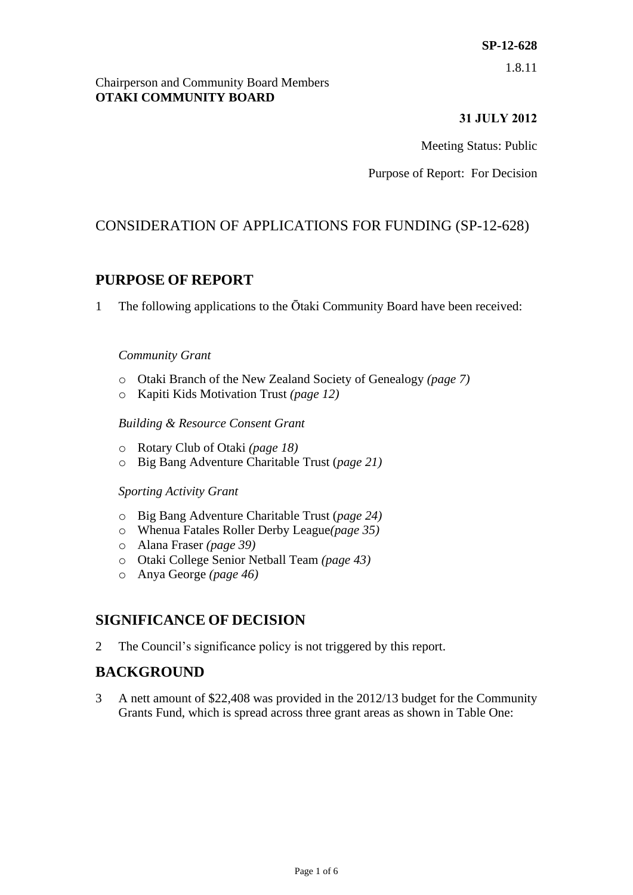**SP-12-628**

1.8.11

Chairperson and Community Board Members
**OTAKI COMMUNITY BOARD**

**31 JULY 2012**

Meeting Status: Public

Purpose of Report: For Decision

# CONSIDERATION OF APPLICATIONS FOR FUNDING (SP-12-628)

## PURPOSE OF REPORT

1 The following applications to the Ōtaki Community Board have been received:

*Community Grant*

- Otaki Branch of the New Zealand Society of Genealogy *(page 7)*
- Kapiti Kids Motivation Trust *(page 12)*

*Building & Resource Consent Grant*

- Rotary Club of Otaki *(page 18)*
- Big Bang Adventure Charitable Trust (*page 21)*

*Sporting Activity Grant*

- Big Bang Adventure Charitable Trust (*page 24)*
- Whenua Fatales Roller Derby League*(page 35)*
- Alana Fraser *(page 39)*
- Otaki College Senior Netball Team *(page 43)*
- Anya George *(page 46)*

## SIGNIFICANCE OF DECISION

2 The Council's significance policy is not triggered by this report.

## BACKGROUND

3 A nett amount of $22,408 was provided in the 2012/13 budget for the Community Grants Fund, which is spread across three grant areas as shown in Table One: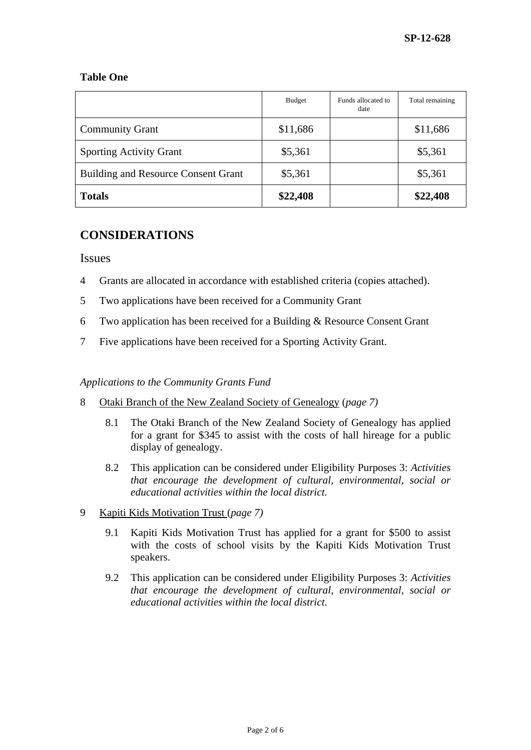**Table One**

| | Budget | Funds allocated to date | Total remaining |
|---|---|---|---|
| Community Grant | $11,686 | | $11,686 |
| Sporting Activity Grant | $5,361 | | $5,361 |
| Building and Resource Consent Grant | $5,361 | | $5,361 |
| **Totals** | **$22,408** | | **$22,408** |

## CONSIDERATIONS

### Issues

4 Grants are allocated in accordance with established criteria (copies attached).

5 Two applications have been received for a Community Grant

6 Two application has been received for a Building & Resource Consent Grant

7 Five applications have been received for a Sporting Activity Grant.

*Applications to the Community Grants Fund*

8 Otaki Branch of the New Zealand Society of Genealogy (*page 7)*

8.1 The Otaki Branch of the New Zealand Society of Genealogy has applied for a grant for $345 to assist with the costs of hall hireage for a public display of genealogy.

8.2 This application can be considered under Eligibility Purposes 3: *Activities that encourage the development of cultural, environmental, social or educational activities within the local district.*

9 Kapiti Kids Motivation Trust (*page 7)*

9.1 Kapiti Kids Motivation Trust has applied for a grant for $500 to assist with the costs of school visits by the Kapiti Kids Motivation Trust speakers.

9.2 This application can be considered under Eligibility Purposes 3: *Activities that encourage the development of cultural, environmental, social or educational activities within the local district.*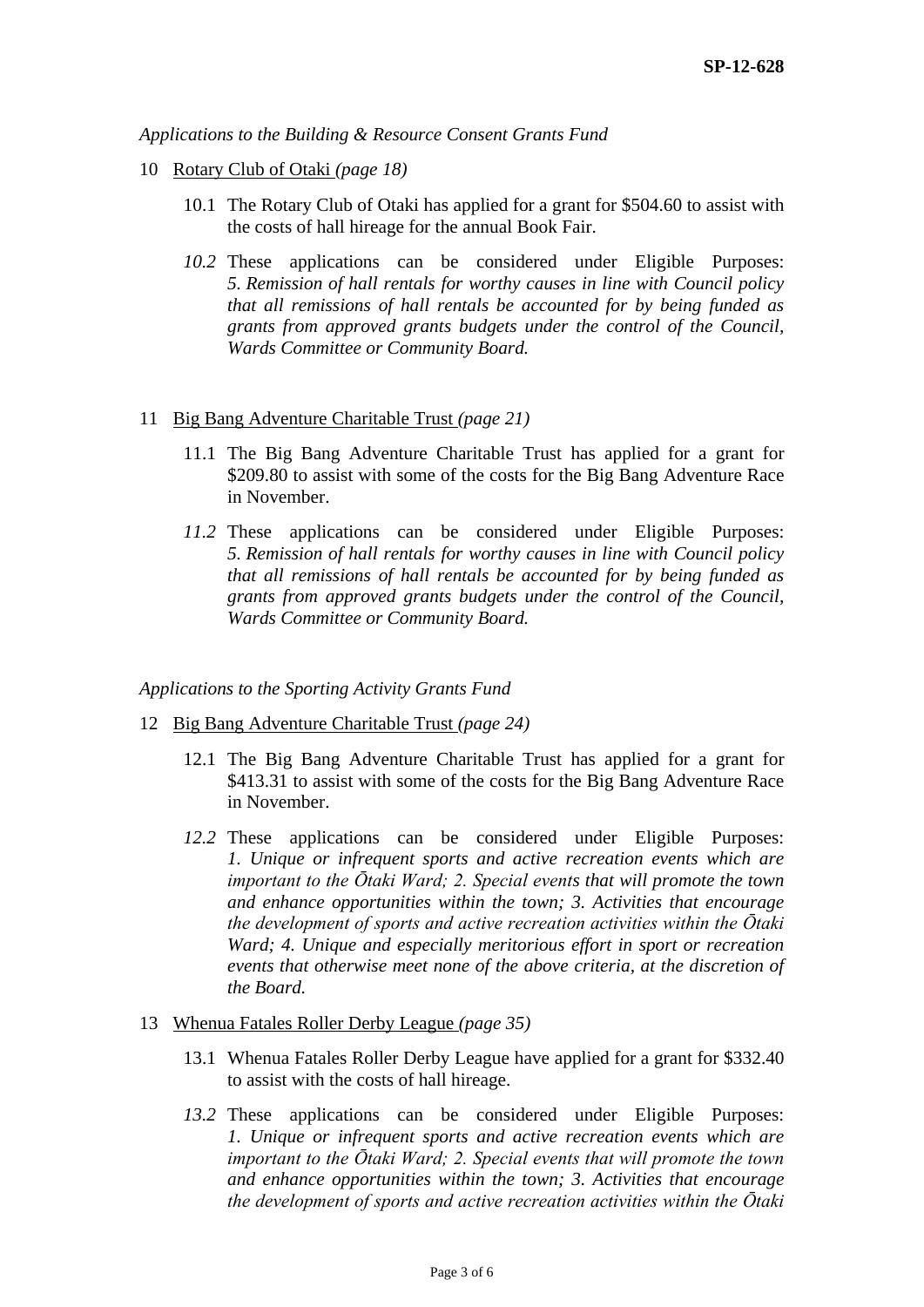*Applications to the Building & Resource Consent Grants Fund*

10 Rotary Club of Otaki *(page 18)*

10.1 The Rotary Club of Otaki has applied for a grant for $504.60 to assist with the costs of hall hireage for the annual Book Fair.

*10.2* These applications can be considered under Eligible Purposes: *5. Remission of hall rentals for worthy causes in line with Council policy that all remissions of hall rentals be accounted for by being funded as grants from approved grants budgets under the control of the Council, Wards Committee or Community Board.*

11 Big Bang Adventure Charitable Trust *(page 21)*

11.1 The Big Bang Adventure Charitable Trust has applied for a grant for $209.80 to assist with some of the costs for the Big Bang Adventure Race in November.

*11.2* These applications can be considered under Eligible Purposes: *5. Remission of hall rentals for worthy causes in line with Council policy that all remissions of hall rentals be accounted for by being funded as grants from approved grants budgets under the control of the Council, Wards Committee or Community Board.*

*Applications to the Sporting Activity Grants Fund*

12 Big Bang Adventure Charitable Trust *(page 24)*

12.1 The Big Bang Adventure Charitable Trust has applied for a grant for $413.31 to assist with some of the costs for the Big Bang Adventure Race in November.

*12.2* These applications can be considered under Eligible Purposes: *1. Unique or infrequent sports and active recreation events which are important to the Ōtaki Ward; 2. Special events that will promote the town and enhance opportunities within the town; 3. Activities that encourage the development of sports and active recreation activities within the Ōtaki Ward; 4. Unique and especially meritorious effort in sport or recreation events that otherwise meet none of the above criteria, at the discretion of the Board.*

13 Whenua Fatales Roller Derby League *(page 35)*

13.1 Whenua Fatales Roller Derby League have applied for a grant for $332.40 to assist with the costs of hall hireage.

*13.2* These applications can be considered under Eligible Purposes: *1. Unique or infrequent sports and active recreation events which are important to the Ōtaki Ward; 2. Special events that will promote the town and enhance opportunities within the town; 3. Activities that encourage the development of sports and active recreation activities within the Ōtaki*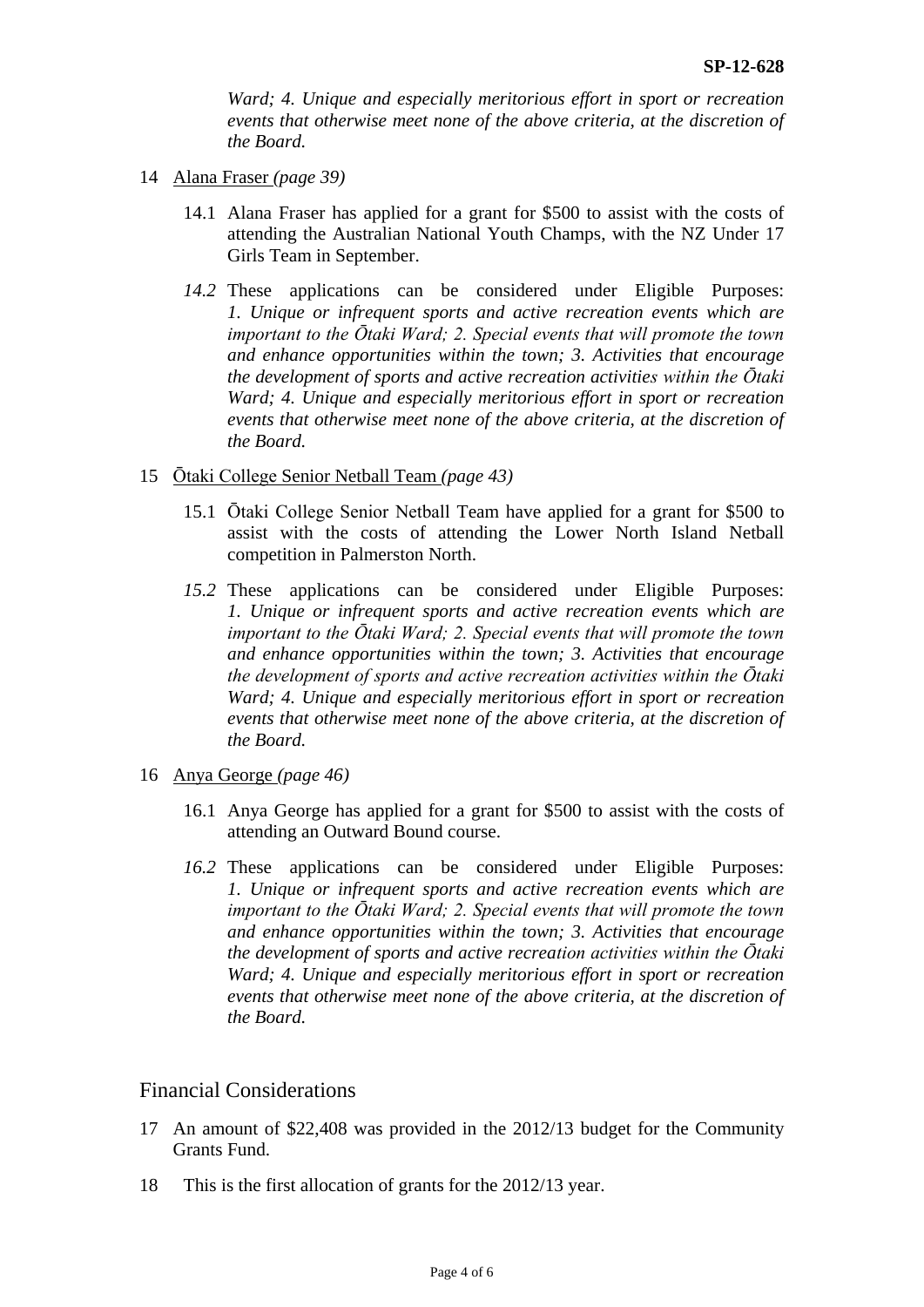*Ward; 4. Unique and especially meritorious effort in sport or recreation events that otherwise meet none of the above criteria, at the discretion of the Board.*

14 Alana Fraser *(page 39)*

14.1 Alana Fraser has applied for a grant for $500 to assist with the costs of attending the Australian National Youth Champs, with the NZ Under 17 Girls Team in September.

*14.2* These applications can be considered under Eligible Purposes: *1. Unique or infrequent sports and active recreation events which are important to the Ōtaki Ward; 2. Special events that will promote the town and enhance opportunities within the town; 3. Activities that encourage the development of sports and active recreation activities within the Ōtaki Ward; 4. Unique and especially meritorious effort in sport or recreation events that otherwise meet none of the above criteria, at the discretion of the Board.*

15 Ōtaki College Senior Netball Team *(page 43)*

15.1 Ōtaki College Senior Netball Team have applied for a grant for $500 to assist with the costs of attending the Lower North Island Netball competition in Palmerston North.

*15.2* These applications can be considered under Eligible Purposes: *1. Unique or infrequent sports and active recreation events which are important to the Ōtaki Ward; 2. Special events that will promote the town and enhance opportunities within the town; 3. Activities that encourage the development of sports and active recreation activities within the Ōtaki Ward; 4. Unique and especially meritorious effort in sport or recreation events that otherwise meet none of the above criteria, at the discretion of the Board.*

16 Anya George *(page 46)*

16.1 Anya George has applied for a grant for $500 to assist with the costs of attending an Outward Bound course.

*16.2* These applications can be considered under Eligible Purposes: *1. Unique or infrequent sports and active recreation events which are important to the Ōtaki Ward; 2. Special events that will promote the town and enhance opportunities within the town; 3. Activities that encourage the development of sports and active recreation activities within the Ōtaki Ward; 4. Unique and especially meritorious effort in sport or recreation events that otherwise meet none of the above criteria, at the discretion of the Board.*

## Financial Considerations

17 An amount of $22,408 was provided in the 2012/13 budget for the Community Grants Fund.

18 This is the first allocation of grants for the 2012/13 year.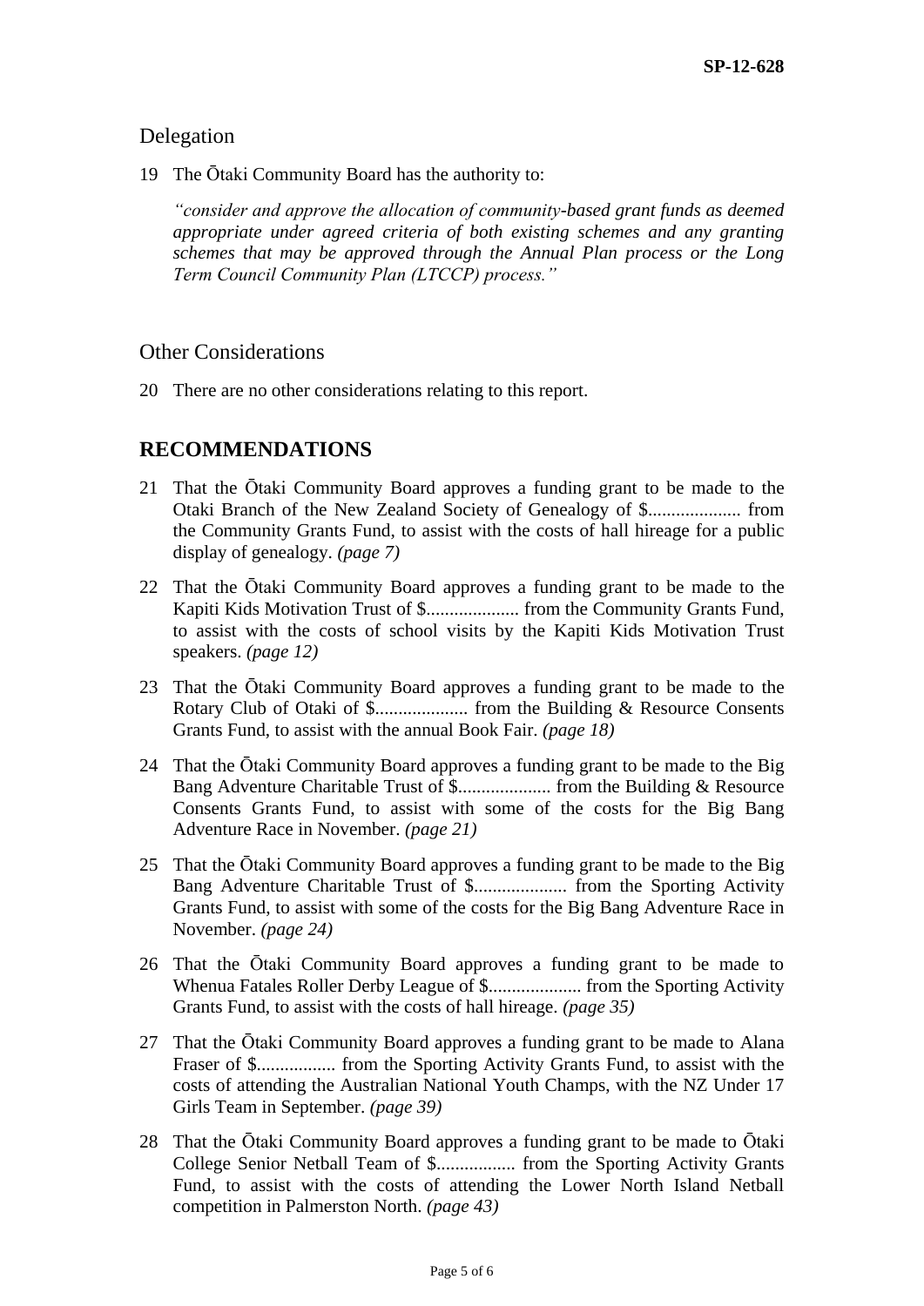## Delegation

19 The Ōtaki Community Board has the authority to:

*"consider and approve the allocation of community-based grant funds as deemed appropriate under agreed criteria of both existing schemes and any granting schemes that may be approved through the Annual Plan process or the Long Term Council Community Plan (LTCCP) process."*

## Other Considerations

20 There are no other considerations relating to this report.

# RECOMMENDATIONS

21 That the Ōtaki Community Board approves a funding grant to be made to the Otaki Branch of the New Zealand Society of Genealogy of $.................... from the Community Grants Fund, to assist with the costs of hall hireage for a public display of genealogy. *(page 7)*

22 That the Ōtaki Community Board approves a funding grant to be made to the Kapiti Kids Motivation Trust of $.................... from the Community Grants Fund, to assist with the costs of school visits by the Kapiti Kids Motivation Trust speakers. *(page 12)*

23 That the Ōtaki Community Board approves a funding grant to be made to the Rotary Club of Otaki of $.................... from the Building & Resource Consents Grants Fund, to assist with the annual Book Fair. *(page 18)*

24 That the Ōtaki Community Board approves a funding grant to be made to the Big Bang Adventure Charitable Trust of $.................... from the Building & Resource Consents Grants Fund, to assist with some of the costs for the Big Bang Adventure Race in November. *(page 21)*

25 That the Ōtaki Community Board approves a funding grant to be made to the Big Bang Adventure Charitable Trust of $.................... from the Sporting Activity Grants Fund, to assist with some of the costs for the Big Bang Adventure Race in November. *(page 24)*

26 That the Ōtaki Community Board approves a funding grant to be made to Whenua Fatales Roller Derby League of $.................... from the Sporting Activity Grants Fund, to assist with the costs of hall hireage. *(page 35)*

27 That the Ōtaki Community Board approves a funding grant to be made to Alana Fraser of $................. from the Sporting Activity Grants Fund, to assist with the costs of attending the Australian National Youth Champs, with the NZ Under 17 Girls Team in September. *(page 39)*

28 That the Ōtaki Community Board approves a funding grant to be made to Ōtaki College Senior Netball Team of $................. from the Sporting Activity Grants Fund, to assist with the costs of attending the Lower North Island Netball competition in Palmerston North. *(page 43)*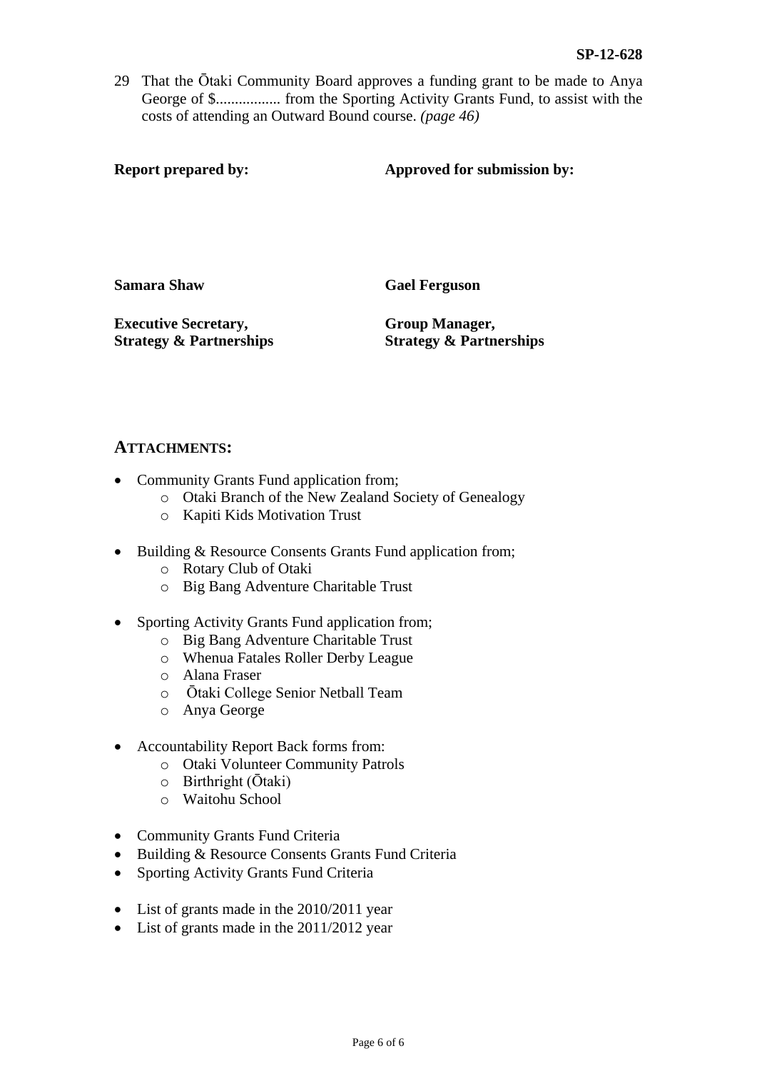29 That the Ōtaki Community Board approves a funding grant to be made to Anya George of $................. from the Sporting Activity Grants Fund, to assist with the costs of attending an Outward Bound course. *(page 46)*

| | |
|---|---|
| **Report prepared by:** | **Approved for submission by:** |
| **Samara Shaw** | **Gael Ferguson** |
| **Executive Secretary, Strategy & Partnerships** | **Group Manager, Strategy & Partnerships** |

## ATTACHMENTS:

- Community Grants Fund application from;
  - Otaki Branch of the New Zealand Society of Genealogy
  - Kapiti Kids Motivation Trust
- Building & Resource Consents Grants Fund application from;
  - Rotary Club of Otaki
  - Big Bang Adventure Charitable Trust
- Sporting Activity Grants Fund application from;
  - Big Bang Adventure Charitable Trust
  - Whenua Fatales Roller Derby League
  - Alana Fraser
  - Ōtaki College Senior Netball Team
  - Anya George
- Accountability Report Back forms from:
  - Otaki Volunteer Community Patrols
  - Birthright (Ōtaki)
  - Waitohu School
- Community Grants Fund Criteria
- Building & Resource Consents Grants Fund Criteria
- Sporting Activity Grants Fund Criteria
- List of grants made in the 2010/2011 year
- List of grants made in the 2011/2012 year